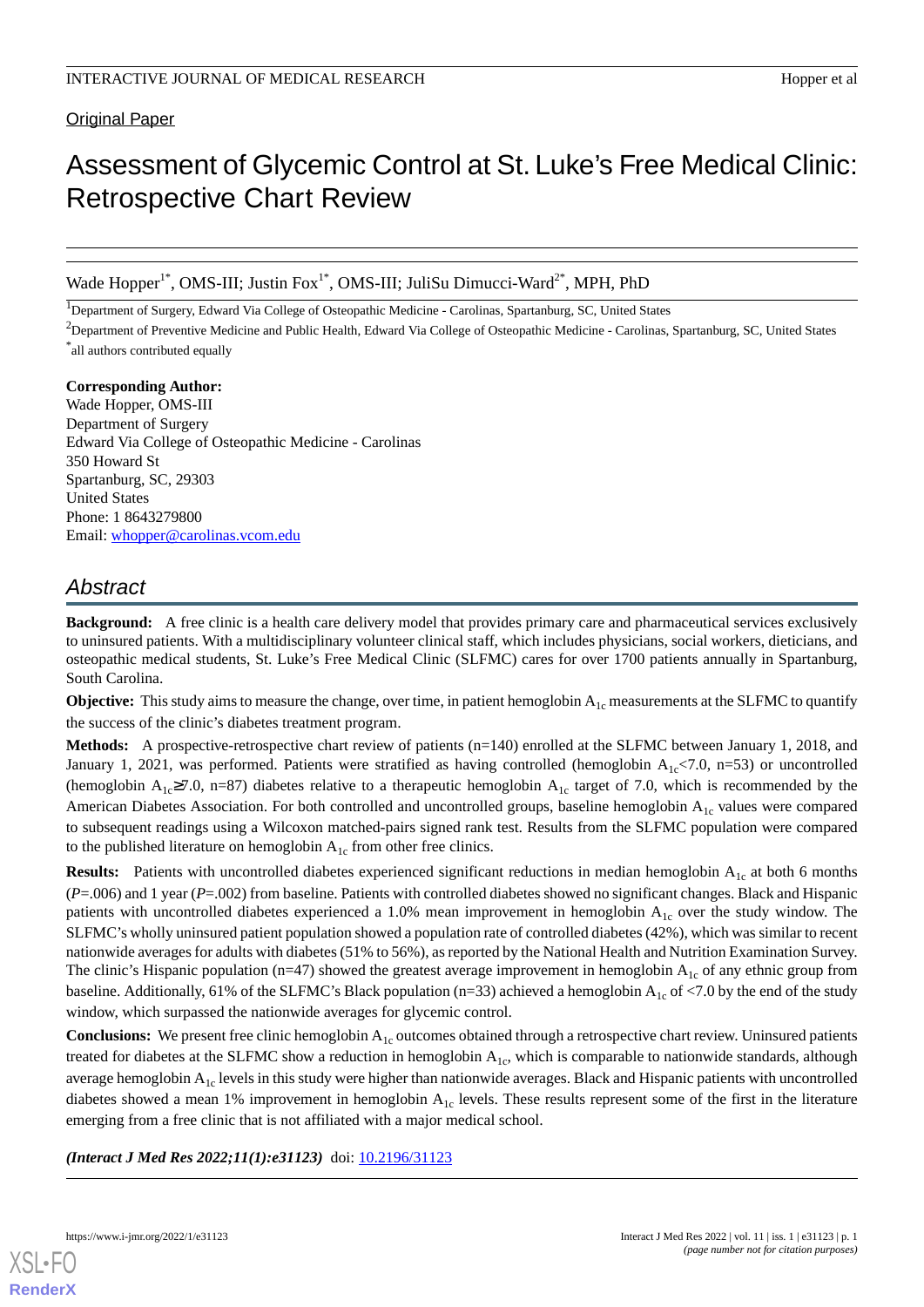Original Paper

# Assessment of Glycemic Control at St. Luke's Free Medical Clinic: Retrospective Chart Review

Wade Hopper[1*], OMS-III; Justin Fox[1*], OMS-III; JuliSu Dimucci-Ward[2*], MPH, PhD

[1]Department of Surgery, Edward Via College of Osteopathic Medicine - Carolinas, Spartanburg, SC, United States

[2]Department of Preventive Medicine and Public Health, Edward Via College of Osteopathic Medicine - Carolinas, Spartanburg, SC, United States

[*]all authors contributed equally

**Corresponding Author:**
Wade Hopper, OMS-III
Department of Surgery
Edward Via College of Osteopathic Medicine - Carolinas
350 Howard St
Spartanburg, SC, 29303
United States
Phone: 1 8643279800
Email: whopper@carolinas.vcom.edu

## Abstract

**Background:** A free clinic is a health care delivery model that provides primary care and pharmaceutical services exclusively to uninsured patients. With a multidisciplinary volunteer clinical staff, which includes physicians, social workers, dieticians, and osteopathic medical students, St. Luke's Free Medical Clinic (SLFMC) cares for over 1700 patients annually in Spartanburg, South Carolina.

**Objective:** This study aims to measure the change, over time, in patient hemoglobin $A_{1c}$ measurements at the SLFMC to quantify the success of the clinic's diabetes treatment program.

**Methods:** A prospective-retrospective chart review of patients (n=140) enrolled at the SLFMC between January 1, 2018, and January 1, 2021, was performed. Patients were stratified as having controlled (hemoglobin $A_{1c}$<7.0, n=53) or uncontrolled (hemoglobin $A_{1c}$≥7.0, n=87) diabetes relative to a therapeutic hemoglobin $A_{1c}$ target of 7.0, which is recommended by the American Diabetes Association. For both controlled and uncontrolled groups, baseline hemoglobin $A_{1c}$ values were compared to subsequent readings using a Wilcoxon matched-pairs signed rank test. Results from the SLFMC population were compared to the published literature on hemoglobin $A_{1c}$ from other free clinics.

**Results:** Patients with uncontrolled diabetes experienced significant reductions in median hemoglobin $A_{1c}$ at both 6 months (*P*=.006) and 1 year (*P*=.002) from baseline. Patients with controlled diabetes showed no significant changes. Black and Hispanic patients with uncontrolled diabetes experienced a 1.0% mean improvement in hemoglobin $A_{1c}$ over the study window. The SLFMC's wholly uninsured patient population showed a population rate of controlled diabetes (42%), which was similar to recent nationwide averages for adults with diabetes (51% to 56%), as reported by the National Health and Nutrition Examination Survey. The clinic's Hispanic population (n=47) showed the greatest average improvement in hemoglobin $A_{1c}$ of any ethnic group from baseline. Additionally, 61% of the SLFMC's Black population (n=33) achieved a hemoglobin $A_{1c}$ of <7.0 by the end of the study window, which surpassed the nationwide averages for glycemic control.

**Conclusions:** We present free clinic hemoglobin $A_{1c}$ outcomes obtained through a retrospective chart review. Uninsured patients treated for diabetes at the SLFMC show a reduction in hemoglobin $A_{1c}$, which is comparable to nationwide standards, although average hemoglobin $A_{1c}$ levels in this study were higher than nationwide averages. Black and Hispanic patients with uncontrolled diabetes showed a mean 1% improvement in hemoglobin $A_{1c}$ levels. These results represent some of the first in the literature emerging from a free clinic that is not affiliated with a major medical school.

***(Interact J Med Res 2022;11(1):e31123)*** doi: 10.2196/31123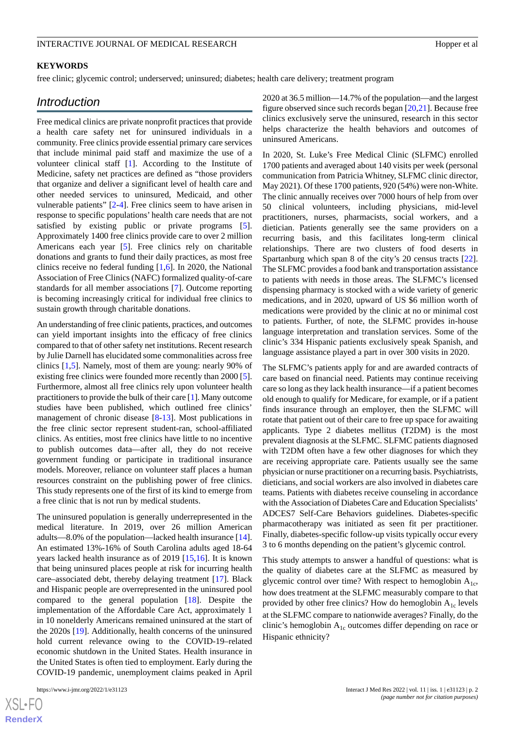**KEYWORDS**

free clinic; glycemic control; underserved; uninsured; diabetes; health care delivery; treatment program

## Introduction

Free medical clinics are private nonprofit practices that provide a health care safety net for uninsured individuals in a community. Free clinics provide essential primary care services that include minimal paid staff and maximize the use of a volunteer clinical staff [1]. According to the Institute of Medicine, safety net practices are defined as "those providers that organize and deliver a significant level of health care and other needed services to uninsured, Medicaid, and other vulnerable patients" [2-4]. Free clinics seem to have arisen in response to specific populations' health care needs that are not satisfied by existing public or private programs [5]. Approximately 1400 free clinics provide care to over 2 million Americans each year [5]. Free clinics rely on charitable donations and grants to fund their daily practices, as most free clinics receive no federal funding [1,6]. In 2020, the National Association of Free Clinics (NAFC) formalized quality-of-care standards for all member associations [7]. Outcome reporting is becoming increasingly critical for individual free clinics to sustain growth through charitable donations.

An understanding of free clinic patients, practices, and outcomes can yield important insights into the efficacy of free clinics compared to that of other safety net institutions. Recent research by Julie Darnell has elucidated some commonalities across free clinics [1,5]. Namely, most of them are young: nearly 90% of existing free clinics were founded more recently than 2000 [5]. Furthermore, almost all free clinics rely upon volunteer health practitioners to provide the bulk of their care [1]. Many outcome studies have been published, which outlined free clinics' management of chronic disease [8-13]. Most publications in the free clinic sector represent student-ran, school-affiliated clinics. As entities, most free clinics have little to no incentive to publish outcomes data—after all, they do not receive government funding or participate in traditional insurance models. Moreover, reliance on volunteer staff places a human resources constraint on the publishing power of free clinics. This study represents one of the first of its kind to emerge from a free clinic that is not run by medical students.

The uninsured population is generally underrepresented in the medical literature. In 2019, over 26 million American adults—8.0% of the population—lacked health insurance [14]. An estimated 13%-16% of South Carolina adults aged 18-64 years lacked health insurance as of 2019 [15,16]. It is known that being uninsured places people at risk for incurring health care–associated debt, thereby delaying treatment [17]. Black and Hispanic people are overrepresented in the uninsured pool compared to the general population [18]. Despite the implementation of the Affordable Care Act, approximately 1 in 10 nonelderly Americans remained uninsured at the start of the 2020s [19]. Additionally, health concerns of the uninsured hold current relevance owing to the COVID-19–related economic shutdown in the United States. Health insurance in the United States is often tied to employment. Early during the COVID-19 pandemic, unemployment claims peaked in April 2020 at 36.5 million—14.7% of the population—and the largest figure observed since such records began [20,21]. Because free clinics exclusively serve the uninsured, research in this sector helps characterize the health behaviors and outcomes of uninsured Americans.

In 2020, St. Luke's Free Medical Clinic (SLFMC) enrolled 1700 patients and averaged about 140 visits per week (personal communication from Patricia Whitney, SLFMC clinic director, May 2021). Of these 1700 patients, 920 (54%) were non-White. The clinic annually receives over 7000 hours of help from over 50 clinical volunteers, including physicians, mid-level practitioners, nurses, pharmacists, social workers, and a dietician. Patients generally see the same providers on a recurring basis, and this facilitates long-term clinical relationships. There are two clusters of food deserts in Spartanburg which span 8 of the city's 20 census tracts [22]. The SLFMC provides a food bank and transportation assistance to patients with needs in those areas. The SLFMC's licensed dispensing pharmacy is stocked with a wide variety of generic medications, and in 2020, upward of US $6 million worth of medications were provided by the clinic at no or minimal cost to patients. Further, of note, the SLFMC provides in-house language interpretation and translation services. Some of the clinic's 334 Hispanic patients exclusively speak Spanish, and language assistance played a part in over 300 visits in 2020.

The SLFMC's patients apply for and are awarded contracts of care based on financial need. Patients may continue receiving care so long as they lack health insurance—if a patient becomes old enough to qualify for Medicare, for example, or if a patient finds insurance through an employer, then the SLFMC will rotate that patient out of their care to free up space for awaiting applicants. Type 2 diabetes mellitus (T2DM) is the most prevalent diagnosis at the SLFMC. SLFMC patients diagnosed with T2DM often have a few other diagnoses for which they are receiving appropriate care. Patients usually see the same physician or nurse practitioner on a recurring basis. Psychiatrists, dieticians, and social workers are also involved in diabetes care teams. Patients with diabetes receive counseling in accordance with the Association of Diabetes Care and Education Specialists' ADCES7 Self-Care Behaviors guidelines. Diabetes-specific pharmacotherapy was initiated as seen fit per practitioner. Finally, diabetes-specific follow-up visits typically occur every 3 to 6 months depending on the patient's glycemic control.

This study attempts to answer a handful of questions: what is the quality of diabetes care at the SLFMC as measured by glycemic control over time? With respect to hemoglobin $A_{1c}$, how does treatment at the SLFMC measurably compare to that provided by other free clinics? How do hemoglobin $A_{1c}$ levels at the SLFMC compare to nationwide averages? Finally, do the clinic's hemoglobin $A_{1c}$ outcomes differ depending on race or Hispanic ethnicity?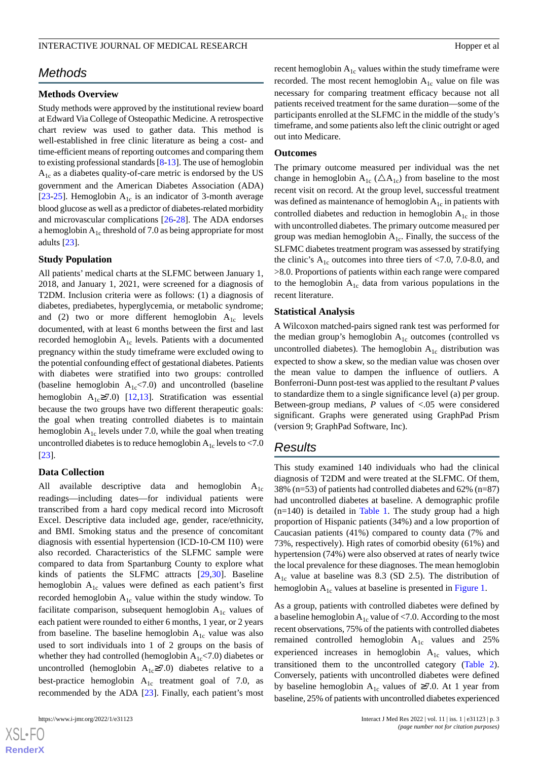## Methods

### Methods Overview

Study methods were approved by the institutional review board at Edward Via College of Osteopathic Medicine. A retrospective chart review was used to gather data. This method is well-established in free clinic literature as being a cost- and time-efficient means of reporting outcomes and comparing them to existing professional standards [8-13]. The use of hemoglobin $A_{1c}$ as a diabetes quality-of-care metric is endorsed by the US government and the American Diabetes Association (ADA) [23-25]. Hemoglobin $A_{1c}$ is an indicator of 3-month average blood glucose as well as a predictor of diabetes-related morbidity and microvascular complications [26-28]. The ADA endorses a hemoglobin $A_{1c}$ threshold of 7.0 as being appropriate for most adults [23].

### Study Population

All patients' medical charts at the SLFMC between January 1, 2018, and January 1, 2021, were screened for a diagnosis of T2DM. Inclusion criteria were as follows: (1) a diagnosis of diabetes, prediabetes, hyperglycemia, or metabolic syndrome; and (2) two or more different hemoglobin $A_{1c}$ levels documented, with at least 6 months between the first and last recorded hemoglobin $A_{1c}$ levels. Patients with a documented pregnancy within the study timeframe were excluded owing to the potential confounding effect of gestational diabetes. Patients with diabetes were stratified into two groups: controlled (baseline hemoglobin $A_{1c}$<7.0) and uncontrolled (baseline hemoglobin $A_{1c}$≥7.0) [12,13]. Stratification was essential because the two groups have two different therapeutic goals: the goal when treating controlled diabetes is to maintain hemoglobin $A_{1c}$ levels under 7.0, while the goal when treating uncontrolled diabetes is to reduce hemoglobin $A_{1c}$ levels to <7.0 [23].

### Data Collection

All available descriptive data and hemoglobin $A_{1c}$ readings—including dates—for individual patients were transcribed from a hard copy medical record into Microsoft Excel. Descriptive data included age, gender, race/ethnicity, and BMI. Smoking status and the presence of concomitant diagnosis with essential hypertension (ICD-10-CM I10) were also recorded. Characteristics of the SLFMC sample were compared to data from Spartanburg County to explore what kinds of patients the SLFMC attracts [29,30]. Baseline hemoglobin $A_{1c}$ values were defined as each patient's first recorded hemoglobin $A_{1c}$ value within the study window. To facilitate comparison, subsequent hemoglobin $A_{1c}$ values of each patient were rounded to either 6 months, 1 year, or 2 years from baseline. The baseline hemoglobin $A_{1c}$ value was also used to sort individuals into 1 of 2 groups on the basis of whether they had controlled (hemoglobin $A_{1c}$<7.0) diabetes or uncontrolled (hemoglobin $A_{1c}$≥7.0) diabetes relative to a best-practice hemoglobin $A_{1c}$ treatment goal of 7.0, as recommended by the ADA [23]. Finally, each patient's most recent hemoglobin $A_{1c}$ values within the study timeframe were recorded. The most recent hemoglobin $A_{1c}$ value on file was necessary for comparing treatment efficacy because not all patients received treatment for the same duration—some of the participants enrolled at the SLFMC in the middle of the study's timeframe, and some patients also left the clinic outright or aged out into Medicare.

### Outcomes

The primary outcome measured per individual was the net change in hemoglobin $A_{1c}$ ($\triangle A_{1c}$) from baseline to the most recent visit on record. At the group level, successful treatment was defined as maintenance of hemoglobin $A_{1c}$ in patients with controlled diabetes and reduction in hemoglobin $A_{1c}$ in those with uncontrolled diabetes. The primary outcome measured per group was median hemoglobin $A_{1c}$. Finally, the success of the SLFMC diabetes treatment program was assessed by stratifying the clinic's $A_{1c}$ outcomes into three tiers of <7.0, 7.0-8.0, and >8.0. Proportions of patients within each range were compared to the hemoglobin $A_{1c}$ data from various populations in the recent literature.

### Statistical Analysis

A Wilcoxon matched-pairs signed rank test was performed for the median group's hemoglobin $A_{1c}$ outcomes (controlled vs uncontrolled diabetes). The hemoglobin $A_{1c}$ distribution was expected to show a skew, so the median value was chosen over the mean value to dampen the influence of outliers. A Bonferroni-Dunn post-test was applied to the resultant *P* values to standardize them to a single significance level (a) per group. Between-group medians, *P* values of <.05 were considered significant. Graphs were generated using GraphPad Prism (version 9; GraphPad Software, Inc).

## Results

This study examined 140 individuals who had the clinical diagnosis of T2DM and were treated at the SLFMC. Of them, 38% (n=53) of patients had controlled diabetes and 62% (n=87) had uncontrolled diabetes at baseline. A demographic profile (n=140) is detailed in Table 1. The study group had a high proportion of Hispanic patients (34%) and a low proportion of Caucasian patients (41%) compared to county data (7% and 73%, respectively). High rates of comorbid obesity (61%) and hypertension (74%) were also observed at rates of nearly twice the local prevalence for these diagnoses. The mean hemoglobin $A_{1c}$ value at baseline was 8.3 (SD 2.5). The distribution of hemoglobin $A_{1c}$ values at baseline is presented in Figure 1.

As a group, patients with controlled diabetes were defined by a baseline hemoglobin $A_{1c}$ value of <7.0. According to the most recent observations, 75% of the patients with controlled diabetes remained controlled hemoglobin $A_{1c}$ values and 25% experienced increases in hemoglobin $A_{1c}$ values, which transitioned them to the uncontrolled category (Table 2). Conversely, patients with uncontrolled diabetes were defined by baseline hemoglobin $A_{1c}$ values of ≥7.0. At 1 year from baseline, 25% of patients with uncontrolled diabetes experienced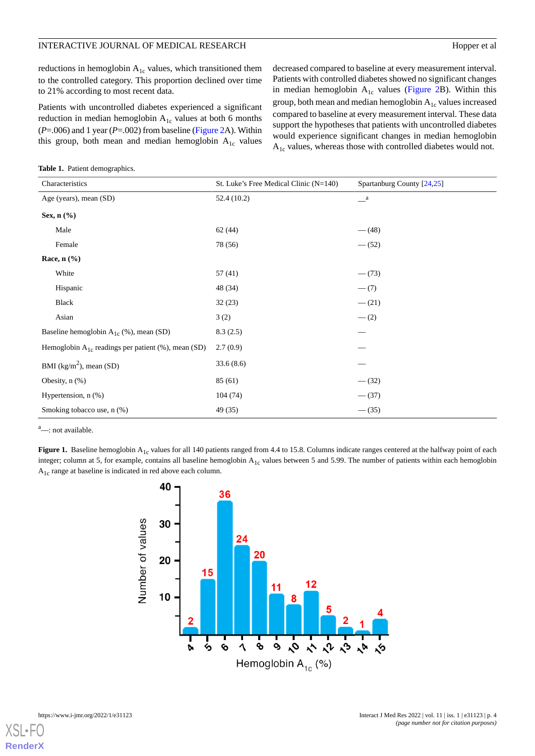reductions in hemoglobin $A_{1c}$ values, which transitioned them to the controlled category. This proportion declined over time to 21% according to most recent data.

Patients with uncontrolled diabetes experienced a significant reduction in median hemoglobin $A_{1c}$ values at both 6 months ($P$=.006) and 1 year ($P$=.002) from baseline (Figure 2A). Within this group, both mean and median hemoglobin $A_{1c}$ values decreased compared to baseline at every measurement interval. Patients with controlled diabetes showed no significant changes in median hemoglobin $A_{1c}$ values (Figure 2B). Within this group, both mean and median hemoglobin $A_{1c}$ values increased compared to baseline at every measurement interval. These data support the hypotheses that patients with uncontrolled diabetes would experience significant changes in median hemoglobin $A_{1c}$ values, whereas those with controlled diabetes would not.

**Table 1.** Patient demographics.

| Characteristics | St. Luke's Free Medical Clinic (N=140) | Spartanburg County [24,25] |
|---|---|---|
| Age (years), mean (SD) | 52.4 (10.2) | —[a] |
| **Sex, n (%)** | | |
| Male | 62 (44) | — (48) |
| Female | 78 (56) | — (52) |
| **Race, n (%)** | | |
| White | 57 (41) | — (73) |
| Hispanic | 48 (34) | — (7) |
| Black | 32 (23) | — (21) |
| Asian | 3 (2) | — (2) |
| Baseline hemoglobin $A_{1c}$ (%), mean (SD) | 8.3 (2.5) | — |
| Hemoglobin $A_{1c}$ readings per patient (%), mean (SD) | 2.7 (0.9) | — |
| BMI (kg/m$^2$), mean (SD) | 33.6 (8.6) | — |
| Obesity, n (%) | 85 (61) | — (32) |
| Hypertension, n (%) | 104 (74) | — (37) |
| Smoking tobacco use, n (%) | 49 (35) | — (35) |

[a]—: not available.

**Figure 1.** Baseline hemoglobin $A_{1c}$ values for all 140 patients ranged from 4.4 to 15.8. Columns indicate ranges centered at the halfway point of each integer; column at 5, for example, contains all baseline hemoglobin $A_{1c}$ values between 5 and 5.99. The number of patients within each hemoglobin $A_{1c}$ range at baseline is indicated in red above each column.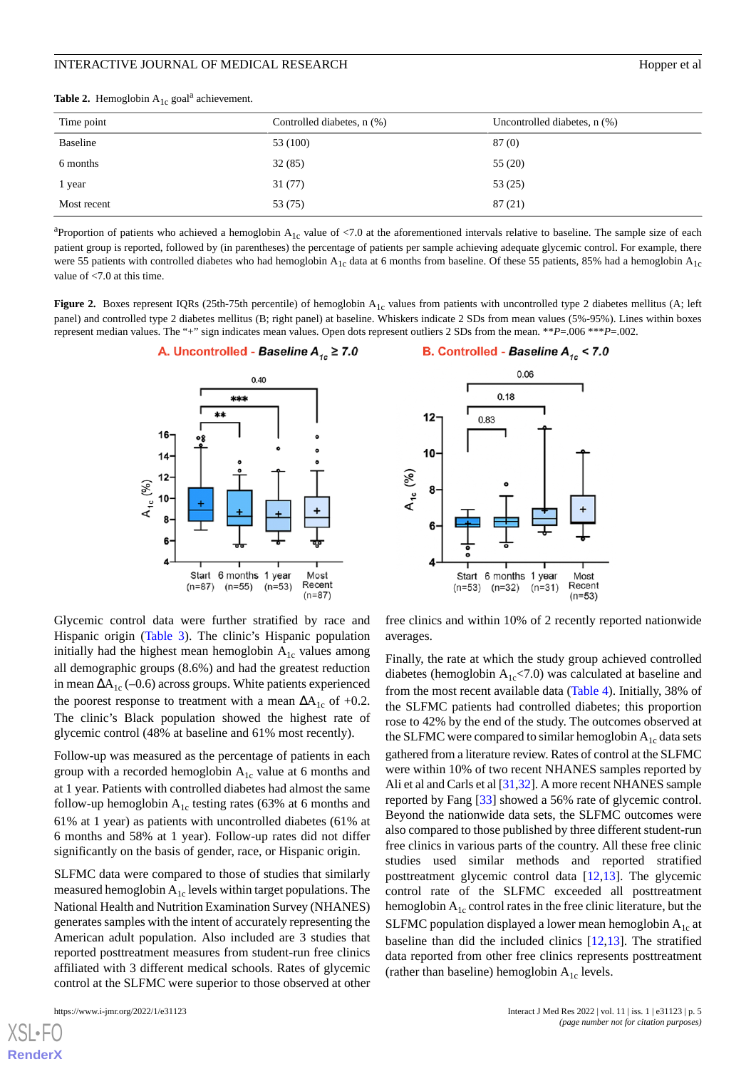**Table 2.** Hemoglobin $A_{1c}$ goal[a] achievement.

| Time point | Controlled diabetes, n (%) | Uncontrolled diabetes, n (%) |
|---|---|---|
| Baseline | 53 (100) | 87 (0) |
| 6 months | 32 (85) | 55 (20) |
| 1 year | 31 (77) | 53 (25) |
| Most recent | 53 (75) | 87 (21) |

[a]Proportion of patients who achieved a hemoglobin $A_{1c}$ value of <7.0 at the aforementioned intervals relative to baseline. The sample size of each patient group is reported, followed by (in parentheses) the percentage of patients per sample achieving adequate glycemic control. For example, there were 55 patients with controlled diabetes who had hemoglobin $A_{1c}$ data at 6 months from baseline. Of these 55 patients, 85% had a hemoglobin $A_{1c}$ value of <7.0 at this time.

**Figure 2.** Boxes represent IQRs (25th-75th percentile) of hemoglobin $A_{1c}$ values from patients with uncontrolled type 2 diabetes mellitus (A; left panel) and controlled type 2 diabetes mellitus (B; right panel) at baseline. Whiskers indicate 2 SDs from mean values (5%-95%). Lines within boxes represent median values. The "+" sign indicates mean values. Open dots represent outliers 2 SDs from the mean. \*\*$P$=.006 \*\*\*$P$=.002.

Glycemic control data were further stratified by race and Hispanic origin (Table 3). The clinic's Hispanic population initially had the highest mean hemoglobin $A_{1c}$ values among all demographic groups (8.6%) and had the greatest reduction in mean $\Delta A_{1c}$ (–0.6) across groups. White patients experienced the poorest response to treatment with a mean $\Delta A_{1c}$ of +0.2. The clinic's Black population showed the highest rate of glycemic control (48% at baseline and 61% most recently).

Follow-up was measured as the percentage of patients in each group with a recorded hemoglobin $A_{1c}$ value at 6 months and at 1 year. Patients with controlled diabetes had almost the same follow-up hemoglobin $A_{1c}$ testing rates (63% at 6 months and 61% at 1 year) as patients with uncontrolled diabetes (61% at 6 months and 58% at 1 year). Follow-up rates did not differ significantly on the basis of gender, race, or Hispanic origin.

SLFMC data were compared to those of studies that similarly measured hemoglobin $A_{1c}$ levels within target populations. The National Health and Nutrition Examination Survey (NHANES) generates samples with the intent of accurately representing the American adult population. Also included are 3 studies that reported posttreatment measures from student-run free clinics affiliated with 3 different medical schools. Rates of glycemic control at the SLFMC were superior to those observed at other free clinics and within 10% of 2 recently reported nationwide averages.

Finally, the rate at which the study group achieved controlled diabetes (hemoglobin $A_{1c}$<7.0) was calculated at baseline and from the most recent available data (Table 4). Initially, 38% of the SLFMC patients had controlled diabetes; this proportion rose to 42% by the end of the study. The outcomes observed at the SLFMC were compared to similar hemoglobin $A_{1c}$ data sets gathered from a literature review. Rates of control at the SLFMC were within 10% of two recent NHANES samples reported by Ali et al and Carls et al [31,32]. A more recent NHANES sample reported by Fang [33] showed a 56% rate of glycemic control. Beyond the nationwide data sets, the SLFMC outcomes were also compared to those published by three different student-run free clinics in various parts of the country. All these free clinic studies used similar methods and reported stratified posttreatment glycemic control data [12,13]. The glycemic control rate of the SLFMC exceeded all posttreatment hemoglobin $A_{1c}$ control rates in the free clinic literature, but the SLFMC population displayed a lower mean hemoglobin $A_{1c}$ at baseline than did the included clinics [12,13]. The stratified data reported from other free clinics represents posttreatment (rather than baseline) hemoglobin $A_{1c}$ levels.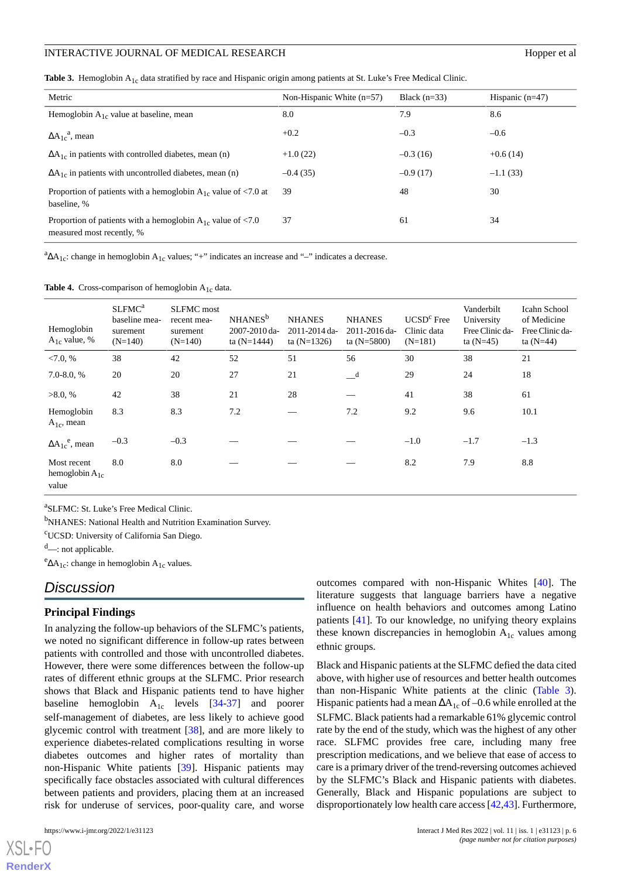**Table 3.** Hemoglobin $A_{1c}$ data stratified by race and Hispanic origin among patients at St. Luke's Free Medical Clinic.

| Metric | Non-Hispanic White (n=57) | Black (n=33) | Hispanic (n=47) |
|---|---|---|---|
| Hemoglobin $A_{1c}$ value at baseline, mean | 8.0 | 7.9 | 8.6 |
| $\Delta A_{1c}$[a], mean | +0.2 | –0.3 | –0.6 |
| $\Delta A_{1c}$ in patients with controlled diabetes, mean (n) | +1.0 (22) | –0.3 (16) | +0.6 (14) |
| $\Delta A_{1c}$ in patients with uncontrolled diabetes, mean (n) | –0.4 (35) | –0.9 (17) | –1.1 (33) |
| Proportion of patients with a hemoglobin $A_{1c}$ value of <7.0 at baseline, % | 39 | 48 | 30 |
| Proportion of patients with a hemoglobin $A_{1c}$ value of <7.0 measured most recently, % | 37 | 61 | 34 |

[a]$\Delta A_{1c}$: change in hemoglobin $A_{1c}$ values; "+" indicates an increase and "–" indicates a decrease.

**Table 4.** Cross-comparison of hemoglobin $A_{1c}$ data.

| Hemoglobin $A_{1c}$ value, % | SLFMC[a] baseline measurement (N=140) | SLFMC most recent measurement (N=140) | NHANES[b] 2007-2010 data (N=1444) | NHANES 2011-2014 data (N=1326) | NHANES 2011-2016 data (N=5800) | UCSD[c] Free Clinic data (N=181) | Vanderbilt University Free Clinic data (N=45) | Icahn School of Medicine Free Clinic data (N=44) |
|---|---|---|---|---|---|---|---|---|
| <7.0, % | 38 | 42 | 52 | 51 | 56 | 30 | 38 | 21 |
| 7.0-8.0, % | 20 | 20 | 27 | 21 | —[d] | 29 | 24 | 18 |
| >8.0, % | 42 | 38 | 21 | 28 | — | 41 | 38 | 61 |
| Hemoglobin $A_{1c}$, mean | 8.3 | 8.3 | 7.2 | — | 7.2 | 9.2 | 9.6 | 10.1 |
| $\Delta A_{1c}$[e], mean | –0.3 | –0.3 | — | — | — | –1.0 | –1.7 | –1.3 |
| Most recent hemoglobin $A_{1c}$ value | 8.0 | 8.0 | — | — | — | 8.2 | 7.9 | 8.8 |

[a]SLFMC: St. Luke's Free Medical Clinic.

[b]NHANES: National Health and Nutrition Examination Survey.

[c]UCSD: University of California San Diego.

[d]—: not applicable.

[e]$\Delta A_{1c}$: change in hemoglobin $A_{1c}$ values.

## Discussion

### Principal Findings

In analyzing the follow-up behaviors of the SLFMC's patients, we noted no significant difference in follow-up rates between patients with controlled and those with uncontrolled diabetes. However, there were some differences between the follow-up rates of different ethnic groups at the SLFMC. Prior research shows that Black and Hispanic patients tend to have higher baseline hemoglobin $A_{1c}$ levels [34-37] and poorer self-management of diabetes, are less likely to achieve good glycemic control with treatment [38], and are more likely to experience diabetes-related complications resulting in worse diabetes outcomes and higher rates of mortality than non-Hispanic White patients [39]. Hispanic patients may specifically face obstacles associated with cultural differences between patients and providers, placing them at an increased risk for underuse of services, poor-quality care, and worse outcomes compared with non-Hispanic Whites [40]. The literature suggests that language barriers have a negative influence on health behaviors and outcomes among Latino patients [41]. To our knowledge, no unifying theory explains these known discrepancies in hemoglobin $A_{1c}$ values among ethnic groups.

Black and Hispanic patients at the SLFMC defied the data cited above, with higher use of resources and better health outcomes than non-Hispanic White patients at the clinic (Table 3). Hispanic patients had a mean $\Delta A_{1c}$ of –0.6 while enrolled at the SLFMC. Black patients had a remarkable 61% glycemic control rate by the end of the study, which was the highest of any other race. SLFMC provides free care, including many free prescription medications, and we believe that ease of access to care is a primary driver of the trend-reversing outcomes achieved by the SLFMC's Black and Hispanic patients with diabetes. Generally, Black and Hispanic populations are subject to disproportionately low health care access [42,43]. Furthermore,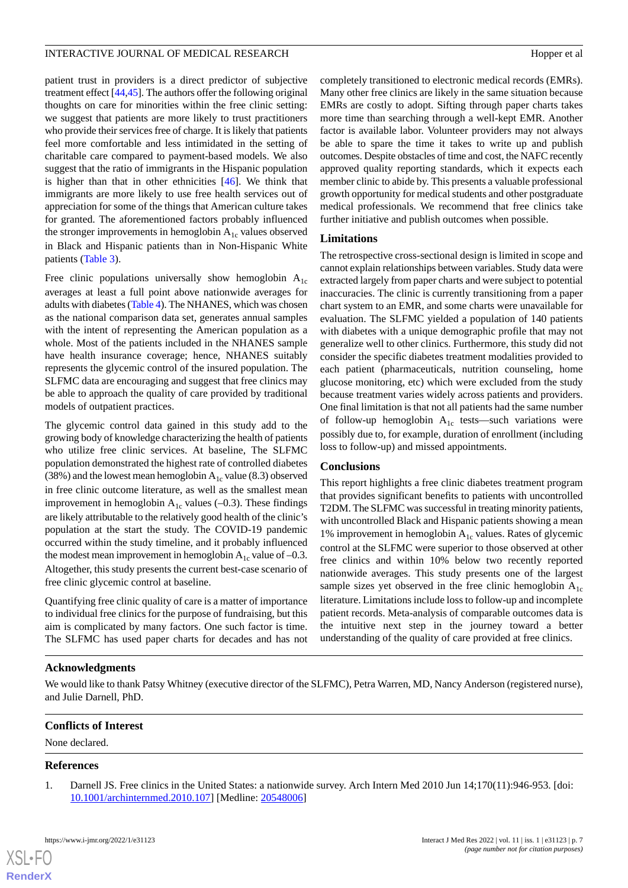patient trust in providers is a direct predictor of subjective treatment effect [44,45]. The authors offer the following original thoughts on care for minorities within the free clinic setting: we suggest that patients are more likely to trust practitioners who provide their services free of charge. It is likely that patients feel more comfortable and less intimidated in the setting of charitable care compared to payment-based models. We also suggest that the ratio of immigrants in the Hispanic population is higher than that in other ethnicities [46]. We think that immigrants are more likely to use free health services out of appreciation for some of the things that American culture takes for granted. The aforementioned factors probably influenced the stronger improvements in hemoglobin $A_{1c}$ values observed in Black and Hispanic patients than in Non-Hispanic White patients (Table 3).

Free clinic populations universally show hemoglobin $A_{1c}$ averages at least a full point above nationwide averages for adults with diabetes (Table 4). The NHANES, which was chosen as the national comparison data set, generates annual samples with the intent of representing the American population as a whole. Most of the patients included in the NHANES sample have health insurance coverage; hence, NHANES suitably represents the glycemic control of the insured population. The SLFMC data are encouraging and suggest that free clinics may be able to approach the quality of care provided by traditional models of outpatient practices.

The glycemic control data gained in this study add to the growing body of knowledge characterizing the health of patients who utilize free clinic services. At baseline, The SLFMC population demonstrated the highest rate of controlled diabetes (38%) and the lowest mean hemoglobin $A_{1c}$ value (8.3) observed in free clinic outcome literature, as well as the smallest mean improvement in hemoglobin $A_{1c}$ values (–0.3). These findings are likely attributable to the relatively good health of the clinic's population at the start the study. The COVID-19 pandemic occurred within the study timeline, and it probably influenced the modest mean improvement in hemoglobin $A_{1c}$ value of –0.3. Altogether, this study presents the current best-case scenario of free clinic glycemic control at baseline.

Quantifying free clinic quality of care is a matter of importance to individual free clinics for the purpose of fundraising, but this aim is complicated by many factors. One such factor is time. The SLFMC has used paper charts for decades and has not completely transitioned to electronic medical records (EMRs). Many other free clinics are likely in the same situation because EMRs are costly to adopt. Sifting through paper charts takes more time than searching through a well-kept EMR. Another factor is available labor. Volunteer providers may not always be able to spare the time it takes to write up and publish outcomes. Despite obstacles of time and cost, the NAFC recently approved quality reporting standards, which it expects each member clinic to abide by. This presents a valuable professional growth opportunity for medical students and other postgraduate medical professionals. We recommend that free clinics take further initiative and publish outcomes when possible.

### Limitations

The retrospective cross-sectional design is limited in scope and cannot explain relationships between variables. Study data were extracted largely from paper charts and were subject to potential inaccuracies. The clinic is currently transitioning from a paper chart system to an EMR, and some charts were unavailable for evaluation. The SLFMC yielded a population of 140 patients with diabetes with a unique demographic profile that may not generalize well to other clinics. Furthermore, this study did not consider the specific diabetes treatment modalities provided to each patient (pharmaceuticals, nutrition counseling, home glucose monitoring, etc) which were excluded from the study because treatment varies widely across patients and providers. One final limitation is that not all patients had the same number of follow-up hemoglobin $A_{1c}$ tests—such variations were possibly due to, for example, duration of enrollment (including loss to follow-up) and missed appointments.

### Conclusions

This report highlights a free clinic diabetes treatment program that provides significant benefits to patients with uncontrolled T2DM. The SLFMC was successful in treating minority patients, with uncontrolled Black and Hispanic patients showing a mean 1% improvement in hemoglobin $A_{1c}$ values. Rates of glycemic control at the SLFMC were superior to those observed at other free clinics and within 10% below two recently reported nationwide averages. This study presents one of the largest sample sizes yet observed in the free clinic hemoglobin $A_{1c}$ literature. Limitations include loss to follow-up and incomplete patient records. Meta-analysis of comparable outcomes data is the intuitive next step in the journey toward a better understanding of the quality of care provided at free clinics.

## Acknowledgments

We would like to thank Patsy Whitney (executive director of the SLFMC), Petra Warren, MD, Nancy Anderson (registered nurse), and Julie Darnell, PhD.

## Conflicts of Interest

None declared.

## References

1. Darnell JS. Free clinics in the United States: a nationwide survey. Arch Intern Med 2010 Jun 14;170(11):946-953. [doi: 10.1001/archinternmed.2010.107] [Medline: 20548006]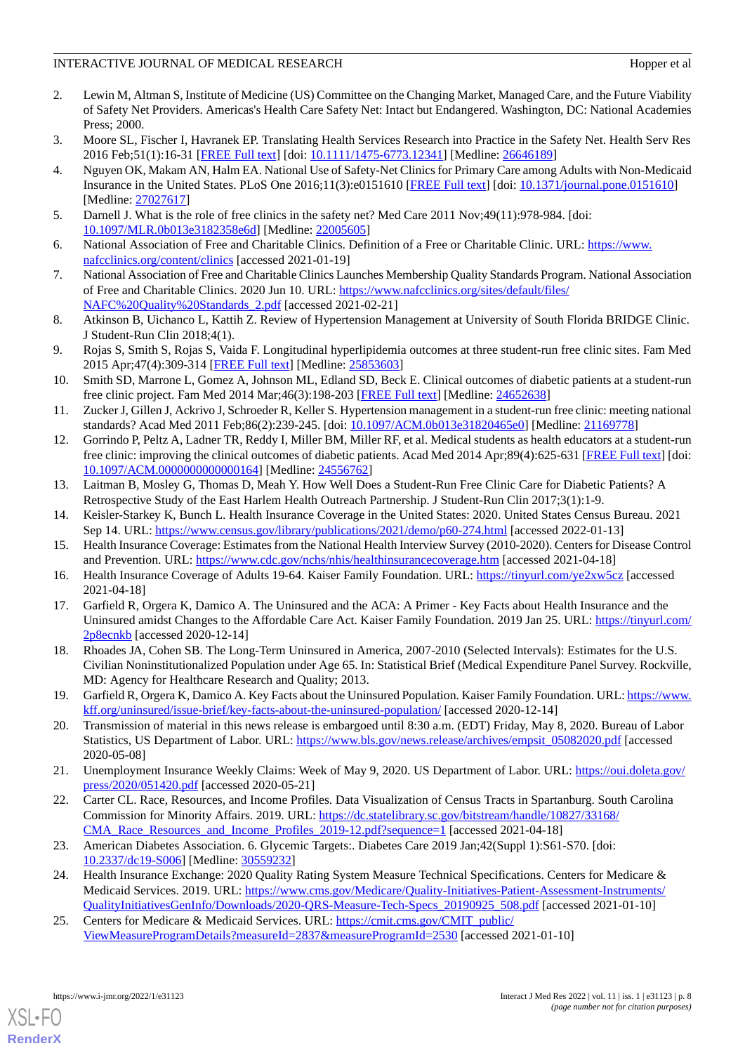2. Lewin M, Altman S, Institute of Medicine (US) Committee on the Changing Market, Managed Care, and the Future Viability of Safety Net Providers. Americas's Health Care Safety Net: Intact but Endangered. Washington, DC: National Academies Press; 2000.
3. Moore SL, Fischer I, Havranek EP. Translating Health Services Research into Practice in the Safety Net. Health Serv Res 2016 Feb;51(1):16-31 [FREE Full text] [doi: 10.1111/1475-6773.12341] [Medline: 26646189]
4. Nguyen OK, Makam AN, Halm EA. National Use of Safety-Net Clinics for Primary Care among Adults with Non-Medicaid Insurance in the United States. PLoS One 2016;11(3):e0151610 [FREE Full text] [doi: 10.1371/journal.pone.0151610] [Medline: 27027617]
5. Darnell J. What is the role of free clinics in the safety net? Med Care 2011 Nov;49(11):978-984. [doi: 10.1097/MLR.0b013e3182358e6d] [Medline: 22005605]
6. National Association of Free and Charitable Clinics. Definition of a Free or Charitable Clinic. URL: https://www.nafcclinics.org/content/clinics [accessed 2021-01-19]
7. National Association of Free and Charitable Clinics Launches Membership Quality Standards Program. National Association of Free and Charitable Clinics. 2020 Jun 10. URL: https://www.nafcclinics.org/sites/default/files/NAFC%20Quality%20Standards_2.pdf [accessed 2021-02-21]
8. Atkinson B, Uichanco L, Kattih Z. Review of Hypertension Management at University of South Florida BRIDGE Clinic. J Student-Run Clin 2018;4(1).
9. Rojas S, Smith S, Rojas S, Vaida F. Longitudinal hyperlipidemia outcomes at three student-run free clinic sites. Fam Med 2015 Apr;47(4):309-314 [FREE Full text] [Medline: 25853603]
10. Smith SD, Marrone L, Gomez A, Johnson ML, Edland SD, Beck E. Clinical outcomes of diabetic patients at a student-run free clinic project. Fam Med 2014 Mar;46(3):198-203 [FREE Full text] [Medline: 24652638]
11. Zucker J, Gillen J, Ackrivo J, Schroeder R, Keller S. Hypertension management in a student-run free clinic: meeting national standards? Acad Med 2011 Feb;86(2):239-245. [doi: 10.1097/ACM.0b013e31820465e0] [Medline: 21169778]
12. Gorrindo P, Peltz A, Ladner TR, Reddy I, Miller BM, Miller RF, et al. Medical students as health educators at a student-run free clinic: improving the clinical outcomes of diabetic patients. Acad Med 2014 Apr;89(4):625-631 [FREE Full text] [doi: 10.1097/ACM.0000000000000164] [Medline: 24556762]
13. Laitman B, Mosley G, Thomas D, Meah Y. How Well Does a Student-Run Free Clinic Care for Diabetic Patients? A Retrospective Study of the East Harlem Health Outreach Partnership. J Student-Run Clin 2017;3(1):1-9.
14. Keisler-Starkey K, Bunch L. Health Insurance Coverage in the United States: 2020. United States Census Bureau. 2021 Sep 14. URL: https://www.census.gov/library/publications/2021/demo/p60-274.html [accessed 2022-01-13]
15. Health Insurance Coverage: Estimates from the National Health Interview Survey (2010-2020). Centers for Disease Control and Prevention. URL: https://www.cdc.gov/nchs/nhis/healthinsurancecoverage.htm [accessed 2021-04-18]
16. Health Insurance Coverage of Adults 19-64. Kaiser Family Foundation. URL: https://tinyurl.com/ye2xw5cz [accessed 2021-04-18]
17. Garfield R, Orgera K, Damico A. The Uninsured and the ACA: A Primer - Key Facts about Health Insurance and the Uninsured amidst Changes to the Affordable Care Act. Kaiser Family Foundation. 2019 Jan 25. URL: https://tinyurl.com/2p8ecnkb [accessed 2020-12-14]
18. Rhoades JA, Cohen SB. The Long-Term Uninsured in America, 2007-2010 (Selected Intervals): Estimates for the U.S. Civilian Noninstitutionalized Population under Age 65. In: Statistical Brief (Medical Expenditure Panel Survey. Rockville, MD: Agency for Healthcare Research and Quality; 2013.
19. Garfield R, Orgera K, Damico A. Key Facts about the Uninsured Population. Kaiser Family Foundation. URL: https://www.kff.org/uninsured/issue-brief/key-facts-about-the-uninsured-population/ [accessed 2020-12-14]
20. Transmission of material in this news release is embargoed until 8:30 a.m. (EDT) Friday, May 8, 2020. Bureau of Labor Statistics, US Department of Labor. URL: https://www.bls.gov/news.release/archives/empsit_05082020.pdf [accessed 2020-05-08]
21. Unemployment Insurance Weekly Claims: Week of May 9, 2020. US Department of Labor. URL: https://oui.doleta.gov/press/2020/051420.pdf [accessed 2020-05-21]
22. Carter CL. Race, Resources, and Income Profiles. Data Visualization of Census Tracts in Spartanburg. South Carolina Commission for Minority Affairs. 2019. URL: https://dc.statelibrary.sc.gov/bitstream/handle/10827/33168/CMA_Race_Resources_and_Income_Profiles_2019-12.pdf?sequence=1 [accessed 2021-04-18]
23. American Diabetes Association. 6. Glycemic Targets:. Diabetes Care 2019 Jan;42(Suppl 1):S61-S70. [doi: 10.2337/dc19-S006] [Medline: 30559232]
24. Health Insurance Exchange: 2020 Quality Rating System Measure Technical Specifications. Centers for Medicare & Medicaid Services. 2019. URL: https://www.cms.gov/Medicare/Quality-Initiatives-Patient-Assessment-Instruments/QualityInitiativesGenInfo/Downloads/2020-QRS-Measure-Tech-Specs_20190925_508.pdf [accessed 2021-01-10]
25. Centers for Medicare & Medicaid Services. URL: https://cmit.cms.gov/CMIT_public/ViewMeasureProgramDetails?measureId=2837&measureProgramId=2530 [accessed 2021-01-10]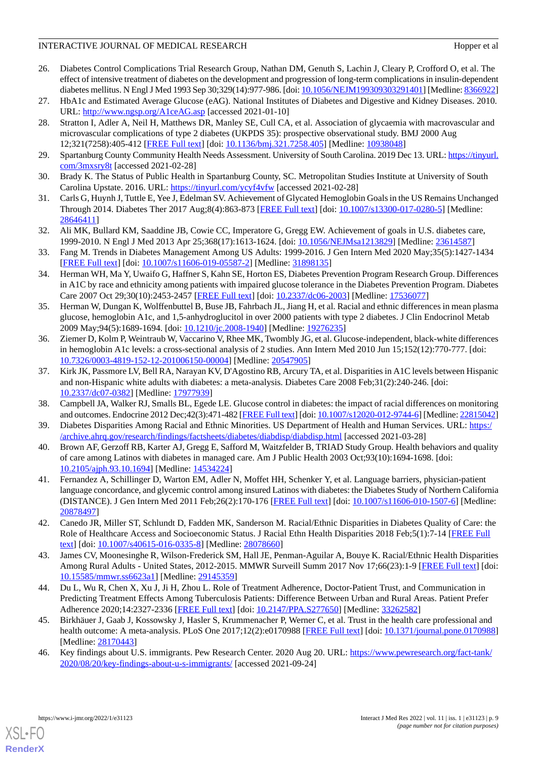26. Diabetes Control Complications Trial Research Group, Nathan DM, Genuth S, Lachin J, Cleary P, Crofford O, et al. The effect of intensive treatment of diabetes on the development and progression of long-term complications in insulin-dependent diabetes mellitus. N Engl J Med 1993 Sep 30;329(14):977-986. [doi: 10.1056/NEJM199309303291401] [Medline: 8366922]
27. HbA1c and Estimated Average Glucose (eAG). National Institutes of Diabetes and Digestive and Kidney Diseases. 2010. URL: http://www.ngsp.org/A1ceAG.asp [accessed 2021-01-10]
28. Stratton I, Adler A, Neil H, Matthews DR, Manley SE, Cull CA, et al. Association of glycaemia with macrovascular and microvascular complications of type 2 diabetes (UKPDS 35): prospective observational study. BMJ 2000 Aug 12;321(7258):405-412 [FREE Full text] [doi: 10.1136/bmj.321.7258.405] [Medline: 10938048]
29. Spartanburg County Community Health Needs Assessment. University of South Carolina. 2019 Dec 13. URL: https://tinyurl.com/3mxsry8t [accessed 2021-02-28]
30. Brady K. The Status of Public Health in Spartanburg County, SC. Metropolitan Studies Institute at University of South Carolina Upstate. 2016. URL: https://tinyurl.com/ycyf4vfw [accessed 2021-02-28]
31. Carls G, Huynh J, Tuttle E, Yee J, Edelman SV. Achievement of Glycated Hemoglobin Goals in the US Remains Unchanged Through 2014. Diabetes Ther 2017 Aug;8(4):863-873 [FREE Full text] [doi: 10.1007/s13300-017-0280-5] [Medline: 28646411]
32. Ali MK, Bullard KM, Saaddine JB, Cowie CC, Imperatore G, Gregg EW. Achievement of goals in U.S. diabetes care, 1999-2010. N Engl J Med 2013 Apr 25;368(17):1613-1624. [doi: 10.1056/NEJMsa1213829] [Medline: 23614587]
33. Fang M. Trends in Diabetes Management Among US Adults: 1999-2016. J Gen Intern Med 2020 May;35(5):1427-1434 [FREE Full text] [doi: 10.1007/s11606-019-05587-2] [Medline: 31898135]
34. Herman WH, Ma Y, Uwaifo G, Haffner S, Kahn SE, Horton ES, Diabetes Prevention Program Research Group. Differences in A1C by race and ethnicity among patients with impaired glucose tolerance in the Diabetes Prevention Program. Diabetes Care 2007 Oct 29;30(10):2453-2457 [FREE Full text] [doi: 10.2337/dc06-2003] [Medline: 17536077]
35. Herman W, Dungan K, Wolffenbuttel B, Buse JB, Fahrbach JL, Jiang H, et al. Racial and ethnic differences in mean plasma glucose, hemoglobin A1c, and 1,5-anhydroglucitol in over 2000 patients with type 2 diabetes. J Clin Endocrinol Metab 2009 May;94(5):1689-1694. [doi: 10.1210/jc.2008-1940] [Medline: 19276235]
36. Ziemer D, Kolm P, Weintraub W, Vaccarino V, Rhee MK, Twombly JG, et al. Glucose-independent, black-white differences in hemoglobin A1c levels: a cross-sectional analysis of 2 studies. Ann Intern Med 2010 Jun 15;152(12):770-777. [doi: 10.7326/0003-4819-152-12-201006150-00004] [Medline: 20547905]
37. Kirk JK, Passmore LV, Bell RA, Narayan KV, D'Agostino RB, Arcury TA, et al. Disparities in A1C levels between Hispanic and non-Hispanic white adults with diabetes: a meta-analysis. Diabetes Care 2008 Feb;31(2):240-246. [doi: 10.2337/dc07-0382] [Medline: 17977939]
38. Campbell JA, Walker RJ, Smalls BL, Egede LE. Glucose control in diabetes: the impact of racial differences on monitoring and outcomes. Endocrine 2012 Dec;42(3):471-482 [FREE Full text] [doi: 10.1007/s12020-012-9744-6] [Medline: 22815042]
39. Diabetes Disparities Among Racial and Ethnic Minorities. US Department of Health and Human Services. URL: https://archive.ahrq.gov/research/findings/factsheets/diabetes/diabdisp/diabdisp.html [accessed 2021-03-28]
40. Brown AF, Gerzoff RB, Karter AJ, Gregg E, Safford M, Waitzfelder B, TRIAD Study Group. Health behaviors and quality of care among Latinos with diabetes in managed care. Am J Public Health 2003 Oct;93(10):1694-1698. [doi: 10.2105/ajph.93.10.1694] [Medline: 14534224]
41. Fernandez A, Schillinger D, Warton EM, Adler N, Moffet HH, Schenker Y, et al. Language barriers, physician-patient language concordance, and glycemic control among insured Latinos with diabetes: the Diabetes Study of Northern California (DISTANCE). J Gen Intern Med 2011 Feb;26(2):170-176 [FREE Full text] [doi: 10.1007/s11606-010-1507-6] [Medline: 20878497]
42. Canedo JR, Miller ST, Schlundt D, Fadden MK, Sanderson M. Racial/Ethnic Disparities in Diabetes Quality of Care: the Role of Healthcare Access and Socioeconomic Status. J Racial Ethn Health Disparities 2018 Feb;5(1):7-14 [FREE Full text] [doi: 10.1007/s40615-016-0335-8] [Medline: 28078660]
43. James CV, Moonesinghe R, Wilson-Frederick SM, Hall JE, Penman-Aguilar A, Bouye K. Racial/Ethnic Health Disparities Among Rural Adults - United States, 2012-2015. MMWR Surveill Summ 2017 Nov 17;66(23):1-9 [FREE Full text] [doi: 10.15585/mmwr.ss6623a1] [Medline: 29145359]
44. Du L, Wu R, Chen X, Xu J, Ji H, Zhou L. Role of Treatment Adherence, Doctor-Patient Trust, and Communication in Predicting Treatment Effects Among Tuberculosis Patients: Difference Between Urban and Rural Areas. Patient Prefer Adherence 2020;14:2327-2336 [FREE Full text] [doi: 10.2147/PPA.S277650] [Medline: 33262582]
45. Birkhäuer J, Gaab J, Kossowsky J, Hasler S, Krummenacher P, Werner C, et al. Trust in the health care professional and health outcome: A meta-analysis. PLoS One 2017;12(2):e0170988 [FREE Full text] [doi: 10.1371/journal.pone.0170988] [Medline: 28170443]
46. Key findings about U.S. immigrants. Pew Research Center. 2020 Aug 20. URL: https://www.pewresearch.org/fact-tank/2020/08/20/key-findings-about-u-s-immigrants/ [accessed 2021-09-24]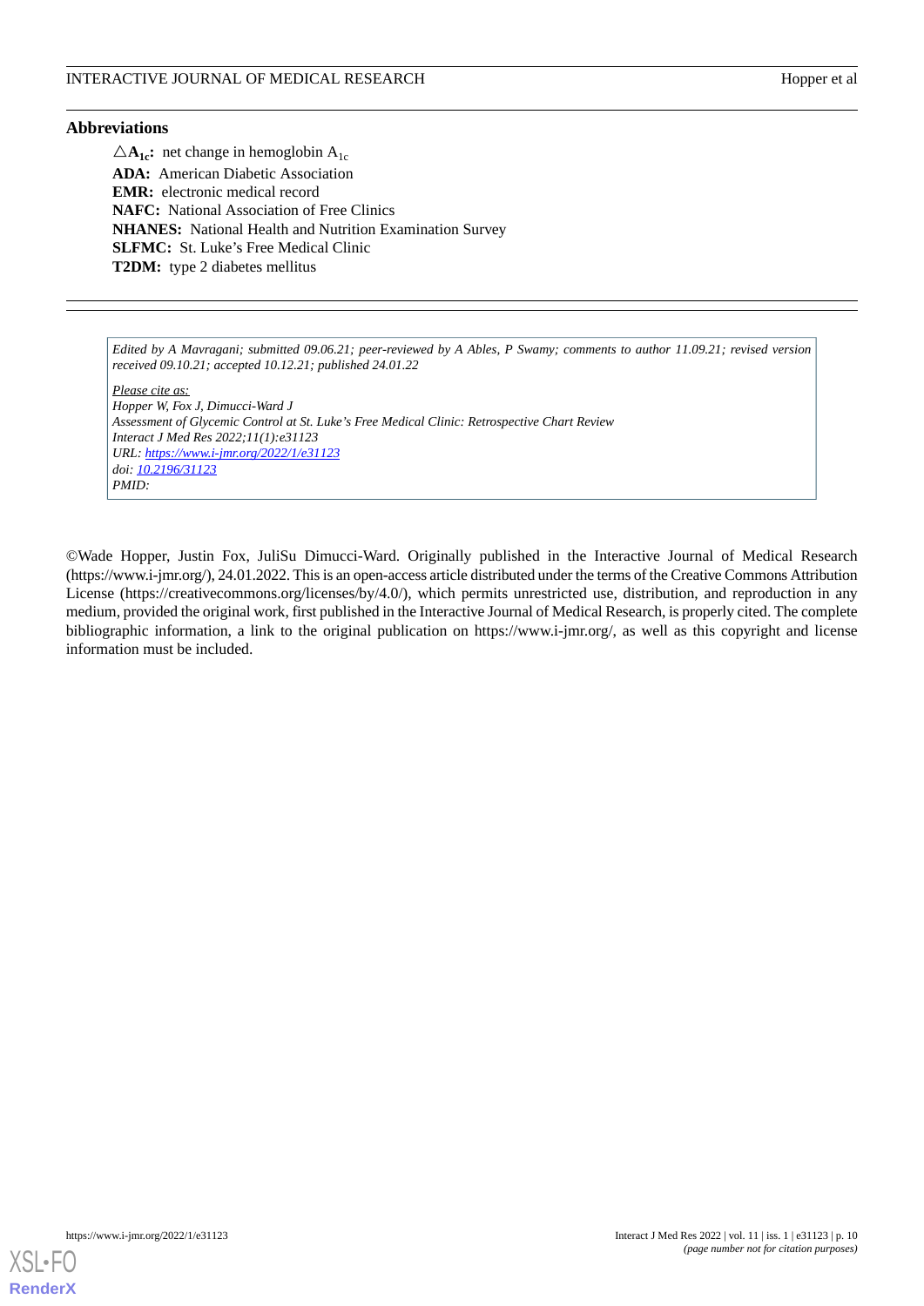## Abbreviations

**$\triangle A_{1c}$:** net change in hemoglobin $A_{1c}$
**ADA:** American Diabetic Association
**EMR:** electronic medical record
**NAFC:** National Association of Free Clinics
**NHANES:** National Health and Nutrition Examination Survey
**SLFMC:** St. Luke's Free Medical Clinic
**T2DM:** type 2 diabetes mellitus

---

*Edited by A Mavragani; submitted 09.06.21; peer-reviewed by A Ables, P Swamy; comments to author 11.09.21; revised version received 09.10.21; accepted 10.12.21; published 24.01.22*

*Please cite as:*
*Hopper W, Fox J, Dimucci-Ward J*
*Assessment of Glycemic Control at St. Luke's Free Medical Clinic: Retrospective Chart Review*
*Interact J Med Res 2022;11(1):e31123*
*URL: https://www.i-jmr.org/2022/1/e31123*
*doi: 10.2196/31123*
*PMID:*

©Wade Hopper, Justin Fox, JuliSu Dimucci-Ward. Originally published in the Interactive Journal of Medical Research (https://www.i-jmr.org/), 24.01.2022. This is an open-access article distributed under the terms of the Creative Commons Attribution License (https://creativecommons.org/licenses/by/4.0/), which permits unrestricted use, distribution, and reproduction in any medium, provided the original work, first published in the Interactive Journal of Medical Research, is properly cited. The complete bibliographic information, a link to the original publication on https://www.i-jmr.org/, as well as this copyright and license information must be included.